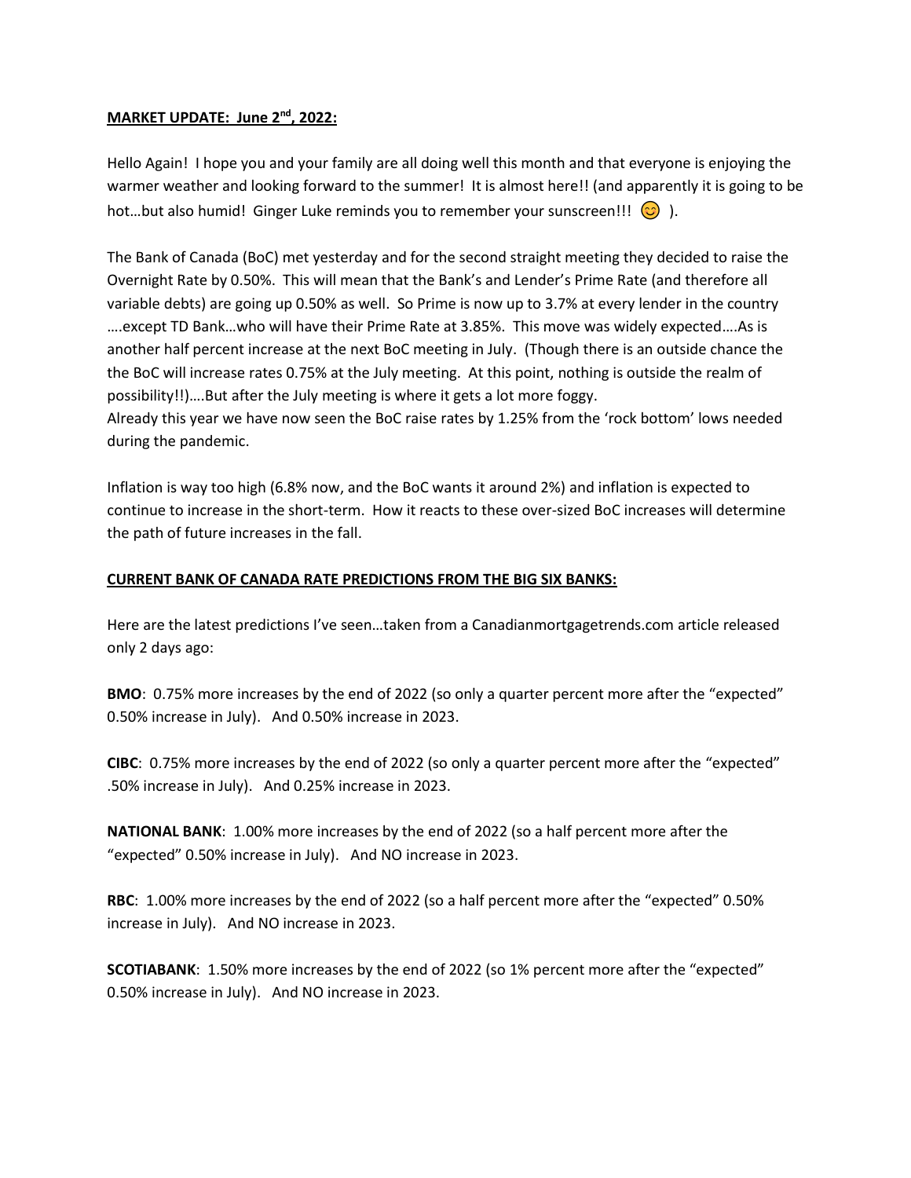**MARKET UPDATE: June 2nd, 2022:**

Hello Again! I hope you and your family are all doing well this month and that everyone is enjoying the warmer weather and looking forward to the summer! It is almost here!! (and apparently it is going to be hot…but also humid! Ginger Luke reminds you to remember your sunscreen!!! 😊 ).

The Bank of Canada (BoC) met yesterday and for the second straight meeting they decided to raise the Overnight Rate by 0.50%. This will mean that the Bank's and Lender's Prime Rate (and therefore all variable debts) are going up 0.50% as well. So Prime is now up to 3.7% at every lender in the country ….except TD Bank…who will have their Prime Rate at 3.85%. This move was widely expected….As is another half percent increase at the next BoC meeting in July. (Though there is an outside chance the the BoC will increase rates 0.75% at the July meeting. At this point, nothing is outside the realm of possibility!!)….But after the July meeting is where it gets a lot more foggy.
Already this year we have now seen the BoC raise rates by 1.25% from the 'rock bottom' lows needed during the pandemic.

Inflation is way too high (6.8% now, and the BoC wants it around 2%) and inflation is expected to continue to increase in the short-term. How it reacts to these over-sized BoC increases will determine the path of future increases in the fall.

**CURRENT BANK OF CANADA RATE PREDICTIONS FROM THE BIG SIX BANKS:**

Here are the latest predictions I've seen…taken from a Canadianmortgagetrends.com article released only 2 days ago:

**BMO**: 0.75% more increases by the end of 2022 (so only a quarter percent more after the "expected" 0.50% increase in July). And 0.50% increase in 2023.

**CIBC**: 0.75% more increases by the end of 2022 (so only a quarter percent more after the "expected" .50% increase in July). And 0.25% increase in 2023.

**NATIONAL BANK**: 1.00% more increases by the end of 2022 (so a half percent more after the "expected" 0.50% increase in July). And NO increase in 2023.

**RBC**: 1.00% more increases by the end of 2022 (so a half percent more after the "expected" 0.50% increase in July). And NO increase in 2023.

**SCOTIABANK**: 1.50% more increases by the end of 2022 (so 1% percent more after the "expected" 0.50% increase in July). And NO increase in 2023.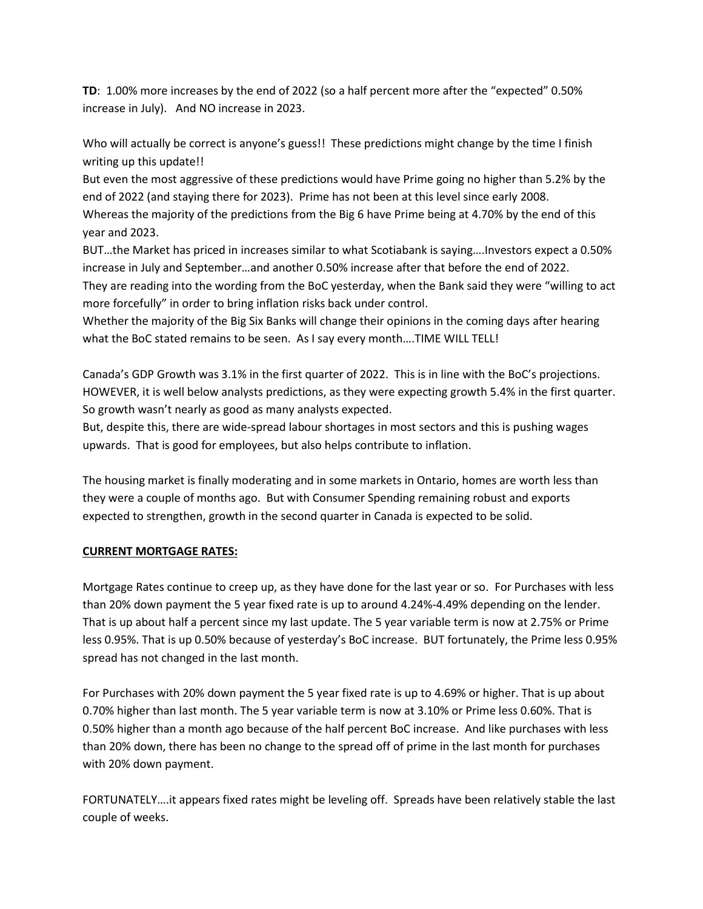**TD**: 1.00% more increases by the end of 2022 (so a half percent more after the "expected" 0.50% increase in July). And NO increase in 2023.

Who will actually be correct is anyone's guess!! These predictions might change by the time I finish writing up this update!!
But even the most aggressive of these predictions would have Prime going no higher than 5.2% by the end of 2022 (and staying there for 2023). Prime has not been at this level since early 2008.
Whereas the majority of the predictions from the Big 6 have Prime being at 4.70% by the end of this year and 2023.
BUT…the Market has priced in increases similar to what Scotiabank is saying….Investors expect a 0.50% increase in July and September…and another 0.50% increase after that before the end of 2022.
They are reading into the wording from the BoC yesterday, when the Bank said they were "willing to act more forcefully" in order to bring inflation risks back under control.
Whether the majority of the Big Six Banks will change their opinions in the coming days after hearing what the BoC stated remains to be seen. As I say every month….TIME WILL TELL!

Canada's GDP Growth was 3.1% in the first quarter of 2022. This is in line with the BoC's projections. HOWEVER, it is well below analysts predictions, as they were expecting growth 5.4% in the first quarter. So growth wasn't nearly as good as many analysts expected.
But, despite this, there are wide-spread labour shortages in most sectors and this is pushing wages upwards. That is good for employees, but also helps contribute to inflation.

The housing market is finally moderating and in some markets in Ontario, homes are worth less than they were a couple of months ago. But with Consumer Spending remaining robust and exports expected to strengthen, growth in the second quarter in Canada is expected to be solid.

**CURRENT MORTGAGE RATES:**

Mortgage Rates continue to creep up, as they have done for the last year or so. For Purchases with less than 20% down payment the 5 year fixed rate is up to around 4.24%-4.49% depending on the lender. That is up about half a percent since my last update. The 5 year variable term is now at 2.75% or Prime less 0.95%. That is up 0.50% because of yesterday's BoC increase. BUT fortunately, the Prime less 0.95% spread has not changed in the last month.

For Purchases with 20% down payment the 5 year fixed rate is up to 4.69% or higher. That is up about 0.70% higher than last month. The 5 year variable term is now at 3.10% or Prime less 0.60%. That is 0.50% higher than a month ago because of the half percent BoC increase. And like purchases with less than 20% down, there has been no change to the spread off of prime in the last month for purchases with 20% down payment.

FORTUNATELY….it appears fixed rates might be leveling off. Spreads have been relatively stable the last couple of weeks.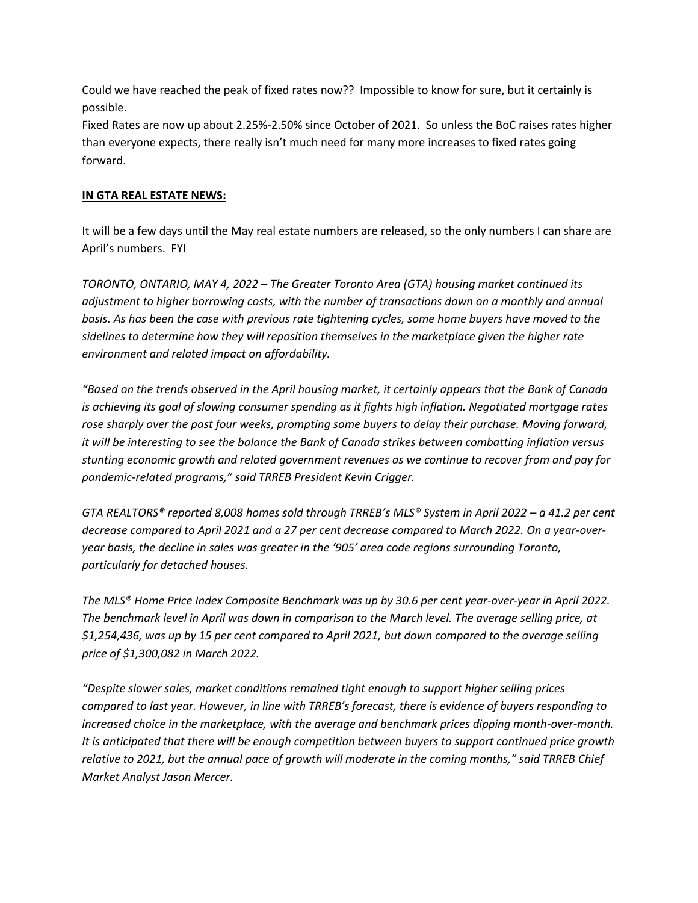Could we have reached the peak of fixed rates now?? Impossible to know for sure, but it certainly is possible.

Fixed Rates are now up about 2.25%-2.50% since October of 2021. So unless the BoC raises rates higher than everyone expects, there really isn't much need for many more increases to fixed rates going forward.

**IN GTA REAL ESTATE NEWS:**

It will be a few days until the May real estate numbers are released, so the only numbers I can share are April's numbers. FYI

*TORONTO, ONTARIO, MAY 4, 2022 – The Greater Toronto Area (GTA) housing market continued its adjustment to higher borrowing costs, with the number of transactions down on a monthly and annual basis. As has been the case with previous rate tightening cycles, some home buyers have moved to the sidelines to determine how they will reposition themselves in the marketplace given the higher rate environment and related impact on affordability.*

*"Based on the trends observed in the April housing market, it certainly appears that the Bank of Canada is achieving its goal of slowing consumer spending as it fights high inflation. Negotiated mortgage rates rose sharply over the past four weeks, prompting some buyers to delay their purchase. Moving forward, it will be interesting to see the balance the Bank of Canada strikes between combatting inflation versus stunting economic growth and related government revenues as we continue to recover from and pay for pandemic-related programs," said TRREB President Kevin Crigger.*

*GTA REALTORS® reported 8,008 homes sold through TRREB's MLS® System in April 2022 – a 41.2 per cent decrease compared to April 2021 and a 27 per cent decrease compared to March 2022. On a year-over-year basis, the decline in sales was greater in the '905' area code regions surrounding Toronto, particularly for detached houses.*

*The MLS® Home Price Index Composite Benchmark was up by 30.6 per cent year-over-year in April 2022. The benchmark level in April was down in comparison to the March level. The average selling price, at $1,254,436, was up by 15 per cent compared to April 2021, but down compared to the average selling price of $1,300,082 in March 2022.*

*"Despite slower sales, market conditions remained tight enough to support higher selling prices compared to last year. However, in line with TRREB's forecast, there is evidence of buyers responding to increased choice in the marketplace, with the average and benchmark prices dipping month-over-month. It is anticipated that there will be enough competition between buyers to support continued price growth relative to 2021, but the annual pace of growth will moderate in the coming months," said TRREB Chief Market Analyst Jason Mercer.*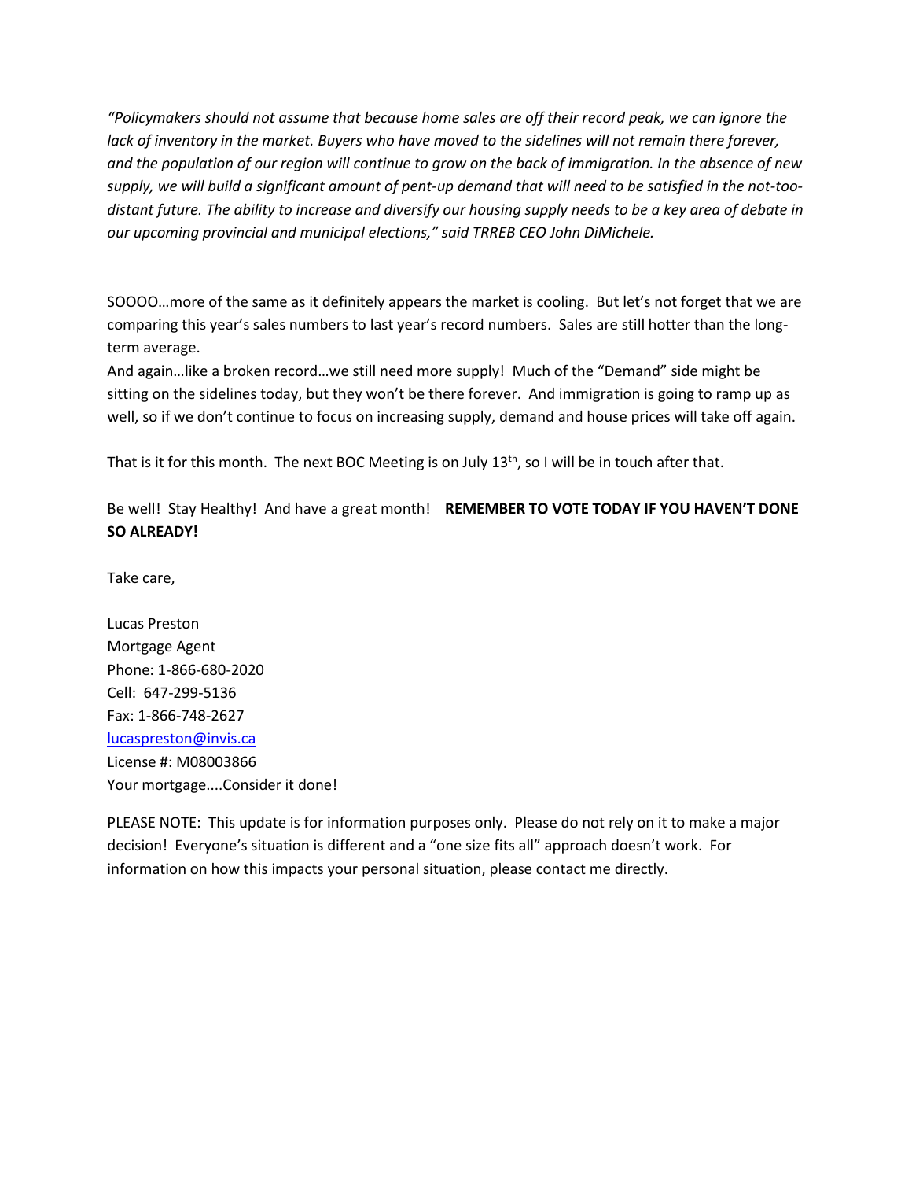*"Policymakers should not assume that because home sales are off their record peak, we can ignore the lack of inventory in the market. Buyers who have moved to the sidelines will not remain there forever, and the population of our region will continue to grow on the back of immigration. In the absence of new supply, we will build a significant amount of pent-up demand that will need to be satisfied in the not-too-distant future. The ability to increase and diversify our housing supply needs to be a key area of debate in our upcoming provincial and municipal elections," said TRREB CEO John DiMichele.*

SOOOO…more of the same as it definitely appears the market is cooling. But let's not forget that we are comparing this year's sales numbers to last year's record numbers. Sales are still hotter than the long-term average.

And again…like a broken record…we still need more supply! Much of the "Demand" side might be sitting on the sidelines today, but they won't be there forever. And immigration is going to ramp up as well, so if we don't continue to focus on increasing supply, demand and house prices will take off again.

That is it for this month. The next BOC Meeting is on July 13th, so I will be in touch after that.

Be well! Stay Healthy! And have a great month! **REMEMBER TO VOTE TODAY IF YOU HAVEN'T DONE SO ALREADY!**

Take care,

Lucas Preston
Mortgage Agent
Phone: 1-866-680-2020
Cell: 647-299-5136
Fax: 1-866-748-2627
lucaspreston@invis.ca
License #: M08003866
Your mortgage....Consider it done!

PLEASE NOTE: This update is for information purposes only. Please do not rely on it to make a major decision! Everyone's situation is different and a "one size fits all" approach doesn't work. For information on how this impacts your personal situation, please contact me directly.